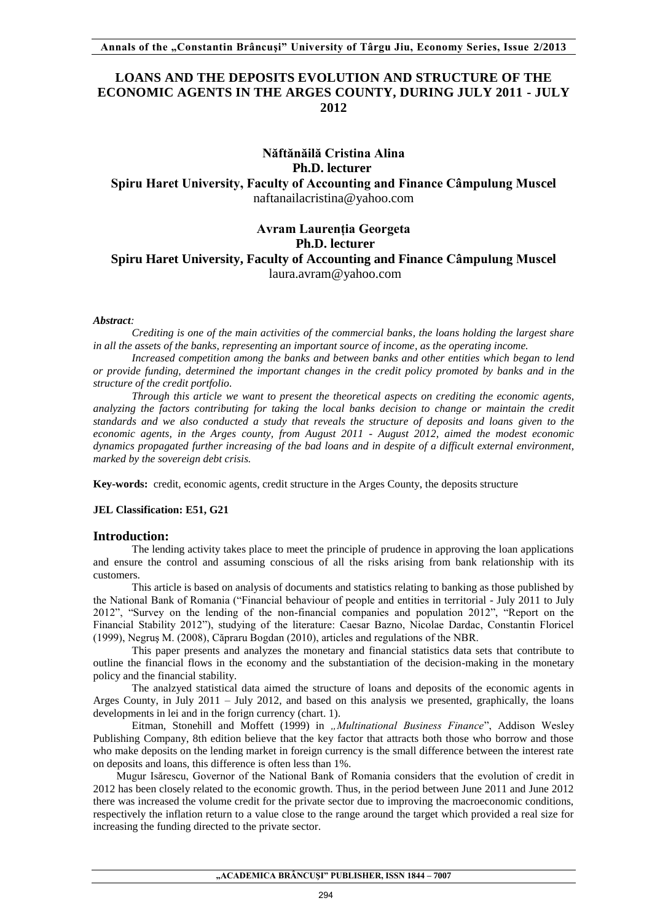# LOANS AND THE DEPOSITS EVOLUTION AND STRUCTURE OF THE ECONOMIC AGENTS IN THE ARGES COUNTY, DURING JULY 2011 - JULY 2012

**Năftănăilă Cristina Alina**
**Ph.D. lecturer**
**Spiru Haret University, Faculty of Accounting and Finance Câmpulung Muscel**
naftanailacristina@yahoo.com

**Avram Laurenția Georgeta**
**Ph.D. lecturer**
**Spiru Haret University, Faculty of Accounting and Finance Câmpulung Muscel**
laura.avram@yahoo.com

***Abstract:***

*Crediting is one of the main activities of the commercial banks, the loans holding the largest share in all the assets of the banks, representing an important source of income, as the operating income.*

*Increased competition among the banks and between banks and other entities which began to lend or provide funding, determined the important changes in the credit policy promoted by banks and in the structure of the credit portfolio.*

*Through this article we want to present the theoretical aspects on crediting the economic agents, analyzing the factors contributing for taking the local banks decision to change or maintain the credit standards and we also conducted a study that reveals the structure of deposits and loans given to the economic agents, in the Arges county, from August 2011 - August 2012, aimed the modest economic dynamics propagated further increasing of the bad loans and in despite of a difficult external environment, marked by the sovereign debt crisis.*

**Key-words:** credit, economic agents, credit structure in the Arges County, the deposits structure

**JEL Classification: E51, G21**

## Introduction:

The lending activity takes place to meet the principle of prudence in approving the loan applications and ensure the control and assuming conscious of all the risks arising from bank relationship with its customers.

This article is based on analysis of documents and statistics relating to banking as those published by the National Bank of Romania ("Financial behaviour of people and entities in territorial - July 2011 to July 2012", "Survey on the lending of the non-financial companies and population 2012", "Report on the Financial Stability 2012"), studying of the literature: Caesar Bazno, Nicolae Dardac, Constantin Floricel (1999), Negruș M. (2008), Căpraru Bogdan (2010), articles and regulations of the NBR.

This paper presents and analyzes the monetary and financial statistics data sets that contribute to outline the financial flows in the economy and the substantiation of the decision-making in the monetary policy and the financial stability.

The analzyed statistical data aimed the structure of loans and deposits of the economic agents in Arges County, in July 2011 – July 2012, and based on this analysis we presented, graphically, the loans developments in lei and in the forign currency (chart. 1).

Eitman, Stonehill and Moffett (1999) in *„Multinational Business Finance*", Addison Wesley Publishing Company, 8th edition believe that the key factor that attracts both those who borrow and those who make deposits on the lending market in foreign currency is the small difference between the interest rate on deposits and loans, this difference is often less than 1%.

Mugur Isărescu, Governor of the National Bank of Romania considers that the evolution of credit in 2012 has been closely related to the economic growth. Thus, in the period between June 2011 and June 2012 there was increased the volume credit for the private sector due to improving the macroeconomic conditions, respectively the inflation return to a value close to the range around the target which provided a real size for increasing the funding directed to the private sector.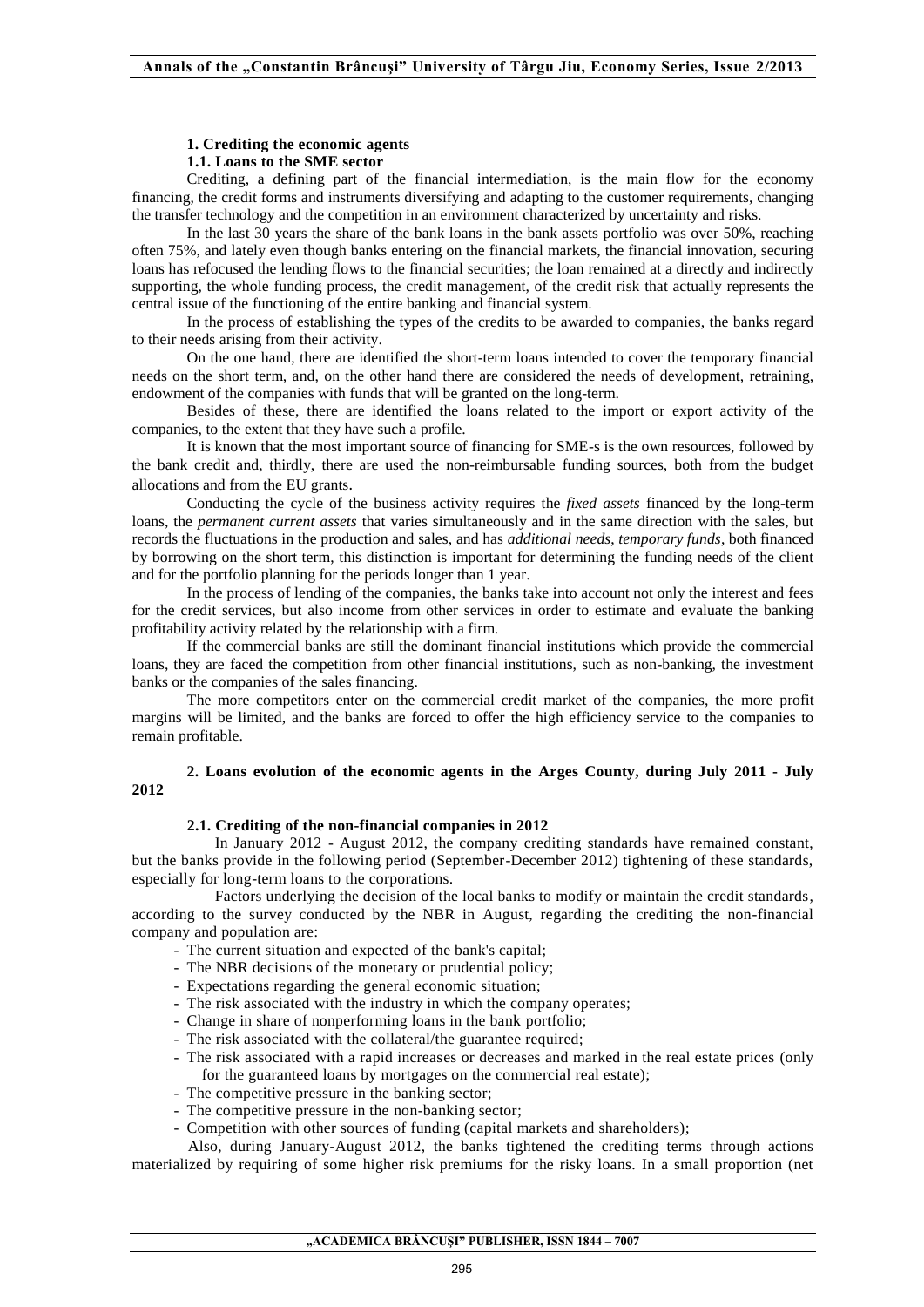### 1. Crediting the economic agents

#### 1.1. Loans to the SME sector

Crediting, a defining part of the financial intermediation, is the main flow for the economy financing, the credit forms and instruments diversifying and adapting to the customer requirements, changing the transfer technology and the competition in an environment characterized by uncertainty and risks.

In the last 30 years the share of the bank loans in the bank assets portfolio was over 50%, reaching often 75%, and lately even though banks entering on the financial markets, the financial innovation, securing loans has refocused the lending flows to the financial securities; the loan remained at a directly and indirectly supporting, the whole funding process, the credit management, of the credit risk that actually represents the central issue of the functioning of the entire banking and financial system.

In the process of establishing the types of the credits to be awarded to companies, the banks regard to their needs arising from their activity.

On the one hand, there are identified the short-term loans intended to cover the temporary financial needs on the short term, and, on the other hand there are considered the needs of development, retraining, endowment of the companies with funds that will be granted on the long-term.

Besides of these, there are identified the loans related to the import or export activity of the companies, to the extent that they have such a profile.

It is known that the most important source of financing for SME-s is the own resources, followed by the bank credit and, thirdly, there are used the non-reimbursable funding sources, both from the budget allocations and from the EU grants.

Conducting the cycle of the business activity requires the *fixed assets* financed by the long-term loans, the *permanent current assets* that varies simultaneously and in the same direction with the sales, but records the fluctuations in the production and sales, and has *additional needs*, *temporary funds*, both financed by borrowing on the short term, this distinction is important for determining the funding needs of the client and for the portfolio planning for the periods longer than 1 year.

In the process of lending of the companies, the banks take into account not only the interest and fees for the credit services, but also income from other services in order to estimate and evaluate the banking profitability activity related by the relationship with a firm.

If the commercial banks are still the dominant financial institutions which provide the commercial loans, they are faced the competition from other financial institutions, such as non-banking, the investment banks or the companies of the sales financing.

The more competitors enter on the commercial credit market of the companies, the more profit margins will be limited, and the banks are forced to offer the high efficiency service to the companies to remain profitable.

### 2. Loans evolution of the economic agents in the Arges County, during July 2011 - July 2012

#### 2.1. Crediting of the non-financial companies in 2012

In January 2012 - August 2012, the company crediting standards have remained constant, but the banks provide in the following period (September-December 2012) tightening of these standards, especially for long-term loans to the corporations.

Factors underlying the decision of the local banks to modify or maintain the credit standards, according to the survey conducted by the NBR in August, regarding the crediting the non-financial company and population are:

- The current situation and expected of the bank's capital;
- The NBR decisions of the monetary or prudential policy;
- Expectations regarding the general economic situation;
- The risk associated with the industry in which the company operates;
- Change in share of nonperforming loans in the bank portfolio;
- The risk associated with the collateral/the guarantee required;
- The risk associated with a rapid increases or decreases and marked in the real estate prices (only for the guaranteed loans by mortgages on the commercial real estate);
- The competitive pressure in the banking sector;
- The competitive pressure in the non-banking sector;
- Competition with other sources of funding (capital markets and shareholders);

Also, during January-August 2012, the banks tightened the crediting terms through actions materialized by requiring of some higher risk premiums for the risky loans. In a small proportion (net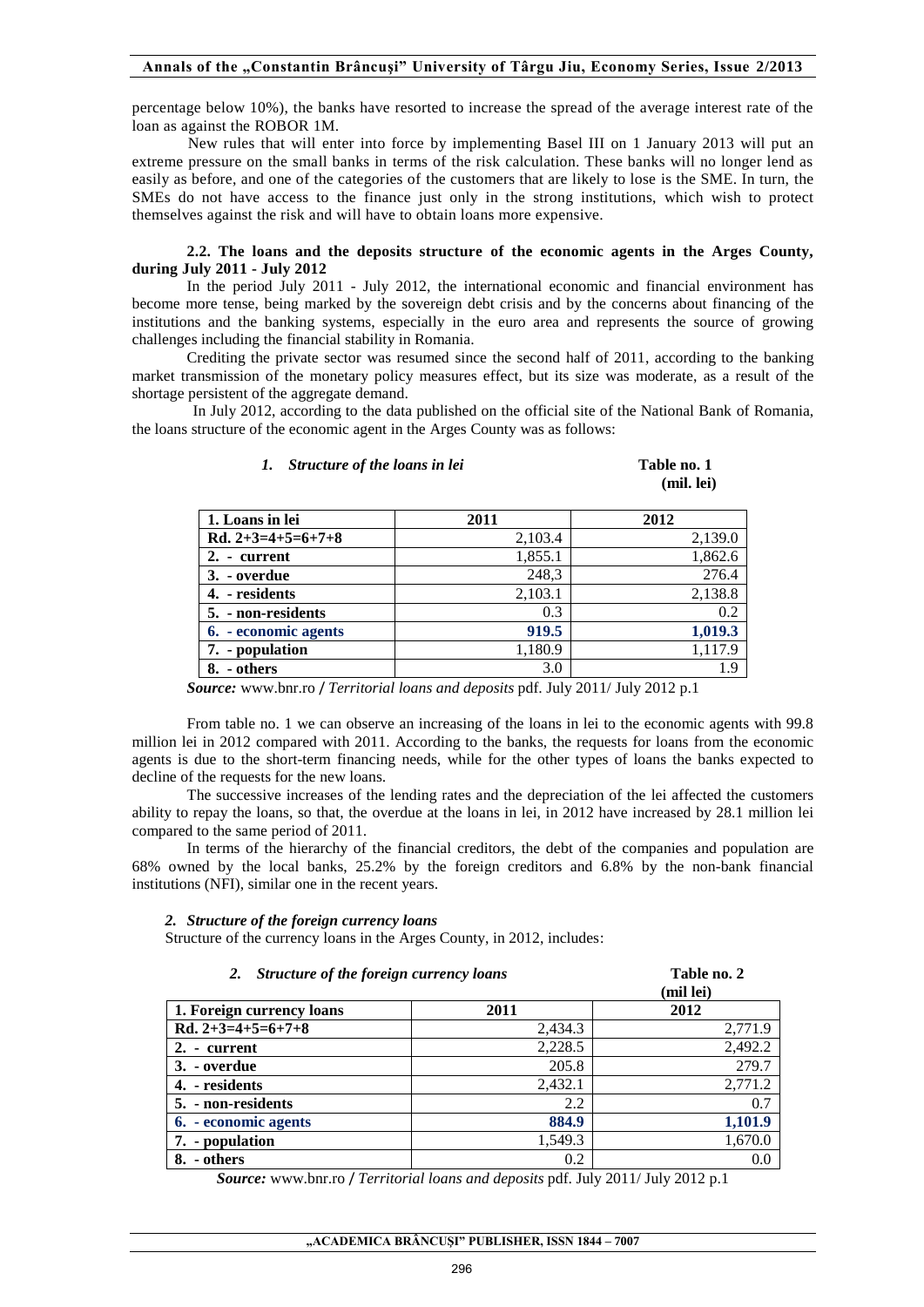percentage below 10%), the banks have resorted to increase the spread of the average interest rate of the loan as against the ROBOR 1M.

New rules that will enter into force by implementing Basel III on 1 January 2013 will put an extreme pressure on the small banks in terms of the risk calculation. These banks will no longer lend as easily as before, and one of the categories of the customers that are likely to lose is the SME. In turn, the SMEs do not have access to the finance just only in the strong institutions, which wish to protect themselves against the risk and will have to obtain loans more expensive.

### 2.2. The loans and the deposits structure of the economic agents in the Arges County, during July 2011 - July 2012

In the period July 2011 - July 2012, the international economic and financial environment has become more tense, being marked by the sovereign debt crisis and by the concerns about financing of the institutions and the banking systems, especially in the euro area and represents the source of growing challenges including the financial stability in Romania.

Crediting the private sector was resumed since the second half of 2011, according to the banking market transmission of the monetary policy measures effect, but its size was moderate, as a result of the shortage persistent of the aggregate demand.

In July 2012, according to the data published on the official site of the National Bank of Romania, the loans structure of the economic agent in the Arges County was as follows:

*1. Structure of the loans in lei* **Table no. 1**

**(mil. lei)**

| **1. Loans in lei** | **2011** | **2012** |
|---|---|---|
| **Rd. 2+3=4+5=6+7+8** | 2,103.4 | 2,139.0 |
| **2. - current** | 1,855.1 | 1,862.6 |
| **3. - overdue** | 248,3 | 276.4 |
| **4. - residents** | 2,103.1 | 2,138.8 |
| **5. - non-residents** | 0.3 | 0.2 |
| **6. - economic agents** | **919.5** | **1,019.3** |
| **7. - population** | 1,180.9 | 1,117.9 |
| **8. - others** | 3.0 | 1.9 |

***Source:*** www.bnr.ro / *Territorial loans and deposits* pdf. July 2011/ July 2012 p.1

From table no. 1 we can observe an increasing of the loans in lei to the economic agents with 99.8 million lei in 2012 compared with 2011. According to the banks, the requests for loans from the economic agents is due to the short-term financing needs, while for the other types of loans the banks expected to decline of the requests for the new loans.

The successive increases of the lending rates and the depreciation of the lei affected the customers ability to repay the loans, so that, the overdue at the loans in lei, in 2012 have increased by 28.1 million lei compared to the same period of 2011.

In terms of the hierarchy of the financial creditors, the debt of the companies and population are 68% owned by the local banks, 25.2% by the foreign creditors and 6.8% by the non-bank financial institutions (NFI), similar one in the recent years.

#### *2. Structure of the foreign currency loans*

Structure of the currency loans in the Arges County, in 2012, includes:

*2. Structure of the foreign currency loans* **Table no. 2**

**(mil lei)**

| **1. Foreign currency loans** | **2011** | **2012** |
|---|---|---|
| **Rd. 2+3=4+5=6+7+8** | 2,434.3 | 2,771.9 |
| **2. - current** | 2,228.5 | 2,492.2 |
| **3. - overdue** | 205.8 | 279.7 |
| **4. - residents** | 2,432.1 | 2,771.2 |
| **5. - non-residents** | 2.2 | 0.7 |
| **6. - economic agents** | **884.9** | **1,101.9** |
| **7. - population** | 1,549.3 | 1,670.0 |
| **8. - others** | 0.2 | 0.0 |

***Source:*** www.bnr.ro / *Territorial loans and deposits* pdf. July 2011/ July 2012 p.1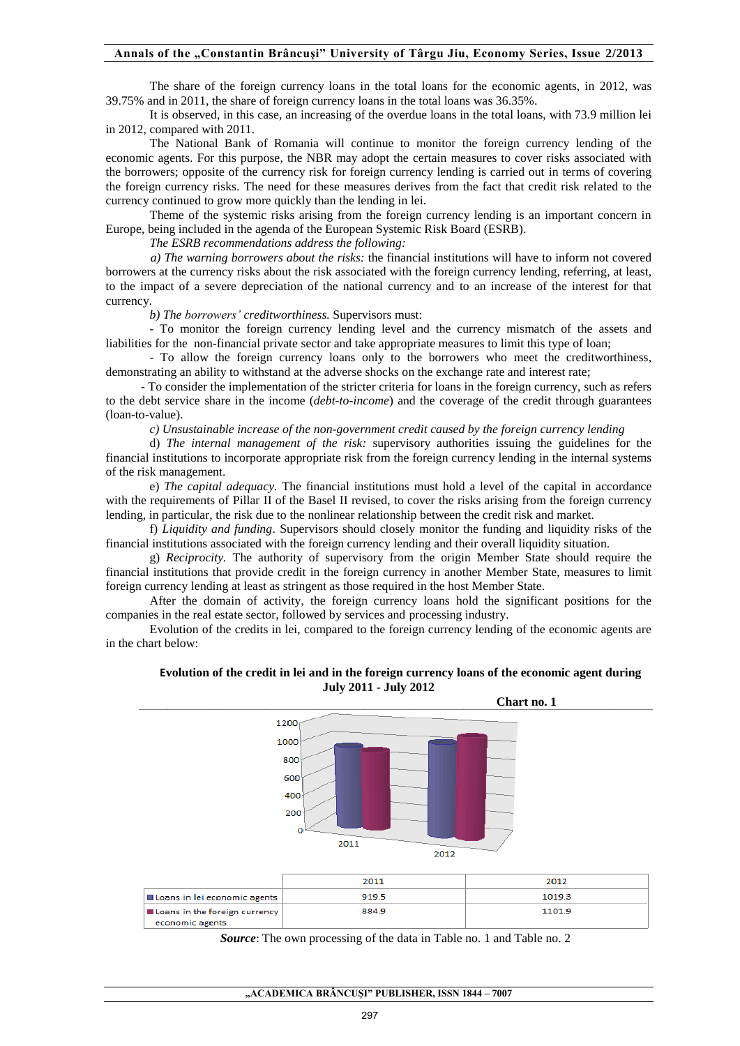The share of the foreign currency loans in the total loans for the economic agents, in 2012, was 39.75% and in 2011, the share of foreign currency loans in the total loans was 36.35%.

It is observed, in this case, an increasing of the overdue loans in the total loans, with 73.9 million lei in 2012, compared with 2011.

The National Bank of Romania will continue to monitor the foreign currency lending of the economic agents. For this purpose, the NBR may adopt the certain measures to cover risks associated with the borrowers; opposite of the currency risk for foreign currency lending is carried out in terms of covering the foreign currency risks. The need for these measures derives from the fact that credit risk related to the currency continued to grow more quickly than the lending in lei.

Theme of the systemic risks arising from the foreign currency lending is an important concern in Europe, being included in the agenda of the European Systemic Risk Board (ESRB).

*The ESRB recommendations address the following:*

*a) The warning borrowers about the risks:* the financial institutions will have to inform not covered borrowers at the currency risks about the risk associated with the foreign currency lending, referring, at least, to the impact of a severe depreciation of the national currency and to an increase of the interest for that currency.

*b) The borrowers' creditworthiness.* Supervisors must:

- To monitor the foreign currency lending level and the currency mismatch of the assets and liabilities for the non-financial private sector and take appropriate measures to limit this type of loan;
- To allow the foreign currency loans only to the borrowers who meet the creditworthiness, demonstrating an ability to withstand at the adverse shocks on the exchange rate and interest rate;
- To consider the implementation of the stricter criteria for loans in the foreign currency, such as refers to the debt service share in the income (*debt-to-income*) and the coverage of the credit through guarantees (loan-to-value).

*c) Unsustainable increase of the non-government credit caused by the foreign currency lending*

d) *The internal management of the risk:* supervisory authorities issuing the guidelines for the financial institutions to incorporate appropriate risk from the foreign currency lending in the internal systems of the risk management.

e) *The capital adequacy.* The financial institutions must hold a level of the capital in accordance with the requirements of Pillar II of the Basel II revised, to cover the risks arising from the foreign currency lending, in particular, the risk due to the nonlinear relationship between the credit risk and market.

f) *Liquidity and funding*. Supervisors should closely monitor the funding and liquidity risks of the financial institutions associated with the foreign currency lending and their overall liquidity situation.

g) *Reciprocity.* The authority of supervisory from the origin Member State should require the financial institutions that provide credit in the foreign currency in another Member State, measures to limit foreign currency lending at least as stringent as those required in the host Member State.

After the domain of activity, the foreign currency loans hold the significant positions for the companies in the real estate sector, followed by services and processing industry.

Evolution of the credits in lei, compared to the foreign currency lending of the economic agents are in the chart below:

**Evolution of the credit in lei and in the foreign currency loans of the economic agent during July 2011 - July 2012**

**Chart no. 1**

| | 2011 | 2012 |
|---|---|---|
| Loans in lei economic agents | 919.5 | 1019.3 |
| Loans in the foreign currency economic agents | 884.9 | 1101.9 |

***Source***: The own processing of the data in Table no. 1 and Table no. 2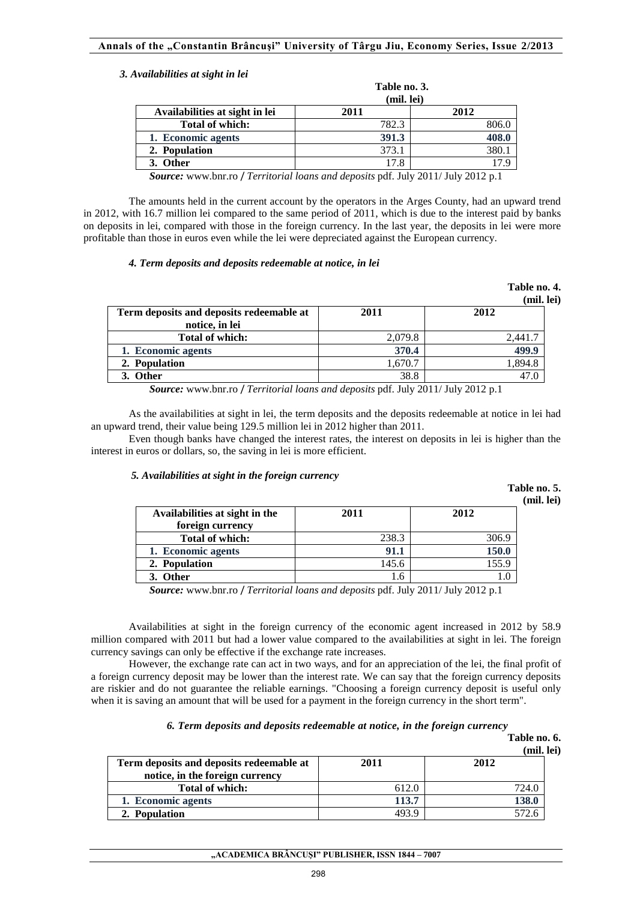### *3. Availabilities at sight in lei*

**Table no. 3.**
**(mil. lei)**

| Availabilities at sight in lei | 2011 | 2012 |
|---|---|---|
| **Total of which:** | 782.3 | 806.0 |
| **1. Economic agents** | **391.3** | **408.0** |
| **2. Population** | 373.1 | 380.1 |
| **3. Other** | 17.8 | 17.9 |

***Source:*** www.bnr.ro / *Territorial loans and deposits* pdf. July 2011/ July 2012 p.1

The amounts held in the current account by the operators in the Arges County, had an upward trend in 2012, with 16.7 million lei compared to the same period of 2011, which is due to the interest paid by banks on deposits in lei, compared with those in the foreign currency. In the last year, the deposits in lei were more profitable than those in euros even while the lei were depreciated against the European currency.

### *4. Term deposits and deposits redeemable at notice, in lei*

**Table no. 4.**
**(mil. lei)**

| Term deposits and deposits redeemable at notice, in lei | 2011 | 2012 |
|---|---|---|
| **Total of which:** | 2,079.8 | 2,441.7 |
| **1. Economic agents** | **370.4** | **499.9** |
| **2. Population** | 1,670.7 | 1,894.8 |
| **3. Other** | 38.8 | 47.0 |

***Source:*** www.bnr.ro / *Territorial loans and deposits* pdf. July 2011/ July 2012 p.1

As the availabilities at sight in lei, the term deposits and the deposits redeemable at notice in lei had an upward trend, their value being 129.5 million lei in 2012 higher than 2011.

Even though banks have changed the interest rates, the interest on deposits in lei is higher than the interest in euros or dollars, so, the saving in lei is more efficient.

### *5. Availabilities at sight in the foreign currency*

**Table no. 5.**
**(mil. lei)**

| Availabilities at sight in the foreign currency | 2011 | 2012 |
|---|---|---|
| **Total of which:** | 238.3 | 306.9 |
| **1. Economic agents** | **91.1** | **150.0** |
| **2. Population** | 145.6 | 155.9 |
| **3. Other** | 1.6 | 1.0 |

***Source:*** www.bnr.ro / *Territorial loans and deposits* pdf. July 2011/ July 2012 p.1

Availabilities at sight in the foreign currency of the economic agent increased in 2012 by 58.9 million compared with 2011 but had a lower value compared to the availabilities at sight in lei. The foreign currency savings can only be effective if the exchange rate increases.

However, the exchange rate can act in two ways, and for an appreciation of the lei, the final profit of a foreign currency deposit may be lower than the interest rate. We can say that the foreign currency deposits are riskier and do not guarantee the reliable earnings. "Choosing a foreign currency deposit is useful only when it is saving an amount that will be used for a payment in the foreign currency in the short term".

### *6. Term deposits and deposits redeemable at notice, in the foreign currency*

**Table no. 6.**
**(mil. lei)**

| Term deposits and deposits redeemable at notice, in the foreign currency | 2011 | 2012 |
|---|---|---|
| **Total of which:** | 612.0 | 724.0 |
| **1. Economic agents** | **113.7** | **138.0** |
| **2. Population** | 493.9 | 572.6 |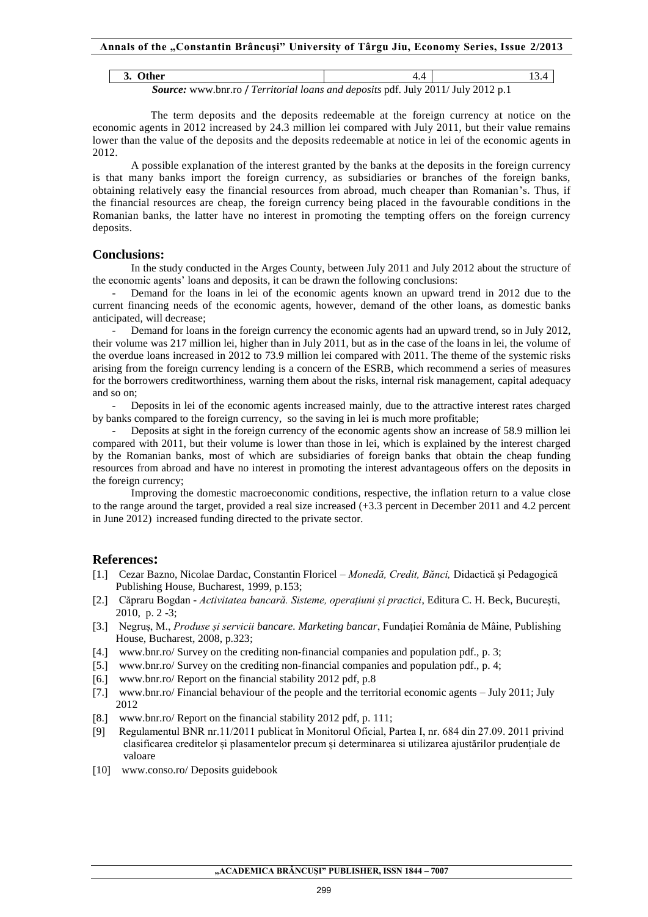| | | |
|---|---|---|
| **3. Other** | 4.4 | 13.4 |

***Source:*** www.bnr.ro / *Territorial loans and deposits* pdf. July 2011/ July 2012 p.1

The term deposits and the deposits redeemable at the foreign currency at notice on the economic agents in 2012 increased by 24.3 million lei compared with July 2011, but their value remains lower than the value of the deposits and the deposits redeemable at notice in lei of the economic agents in 2012.

A possible explanation of the interest granted by the banks at the deposits in the foreign currency is that many banks import the foreign currency, as subsidiaries or branches of the foreign banks, obtaining relatively easy the financial resources from abroad, much cheaper than Romanian's. Thus, if the financial resources are cheap, the foreign currency being placed in the favourable conditions in the Romanian banks, the latter have no interest in promoting the tempting offers on the foreign currency deposits.

## Conclusions:

In the study conducted in the Arges County, between July 2011 and July 2012 about the structure of the economic agents' loans and deposits, it can be drawn the following conclusions:

- Demand for the loans in lei of the economic agents known an upward trend in 2012 due to the current financing needs of the economic agents, however, demand of the other loans, as domestic banks anticipated, will decrease;
- Demand for loans in the foreign currency the economic agents had an upward trend, so in July 2012, their volume was 217 million lei, higher than in July 2011, but as in the case of the loans in lei, the volume of the overdue loans increased in 2012 to 73.9 million lei compared with 2011. The theme of the systemic risks arising from the foreign currency lending is a concern of the ESRB, which recommend a series of measures for the borrowers creditworthiness, warning them about the risks, internal risk management, capital adequacy and so on;
- Deposits in lei of the economic agents increased mainly, due to the attractive interest rates charged by banks compared to the foreign currency, so the saving in lei is much more profitable;
- Deposits at sight in the foreign currency of the economic agents show an increase of 58.9 million lei compared with 2011, but their volume is lower than those in lei, which is explained by the interest charged by the Romanian banks, most of which are subsidiaries of foreign banks that obtain the cheap funding resources from abroad and have no interest in promoting the interest advantageous offers on the deposits in the foreign currency;

Improving the domestic macroeconomic conditions, respective, the inflation return to a value close to the range around the target, provided a real size increased (+3.3 percent in December 2011 and 4.2 percent in June 2012) increased funding directed to the private sector.

## References:

[1.] Cezar Bazno, Nicolae Dardac, Constantin Floricel – *Monedă, Credit, Bănci,* Didactică şi Pedagogică Publishing House, Bucharest, 1999, p.153;

[2.] Căpraru Bogdan - *Activitatea bancară. Sisteme, operațiuni și practici*, Editura C. H. Beck, București, 2010, p. 2 -3;

[3.] Negruș, M., *Produse și servicii bancare. Marketing bancar*, Fundației România de Mâine, Publishing House, Bucharest, 2008, p.323;

[4.] www.bnr.ro/ Survey on the crediting non-financial companies and population pdf., p. 3;

[5.] www.bnr.ro/ Survey on the crediting non-financial companies and population pdf., p. 4;

[6.] www.bnr.ro/ Report on the financial stability 2012 pdf, p.8

[7.] www.bnr.ro/ Financial behaviour of the people and the territorial economic agents – July 2011; July 2012

[8.] www.bnr.ro/ Report on the financial stability 2012 pdf, p. 111;

[9] Regulamentul BNR nr.11/2011 publicat în Monitorul Oficial, Partea I, nr. 684 din 27.09. 2011 privind clasificarea creditelor și plasamentelor precum și determinarea si utilizarea ajustărilor prudențiale de valoare

[10] www.conso.ro/ Deposits guidebook